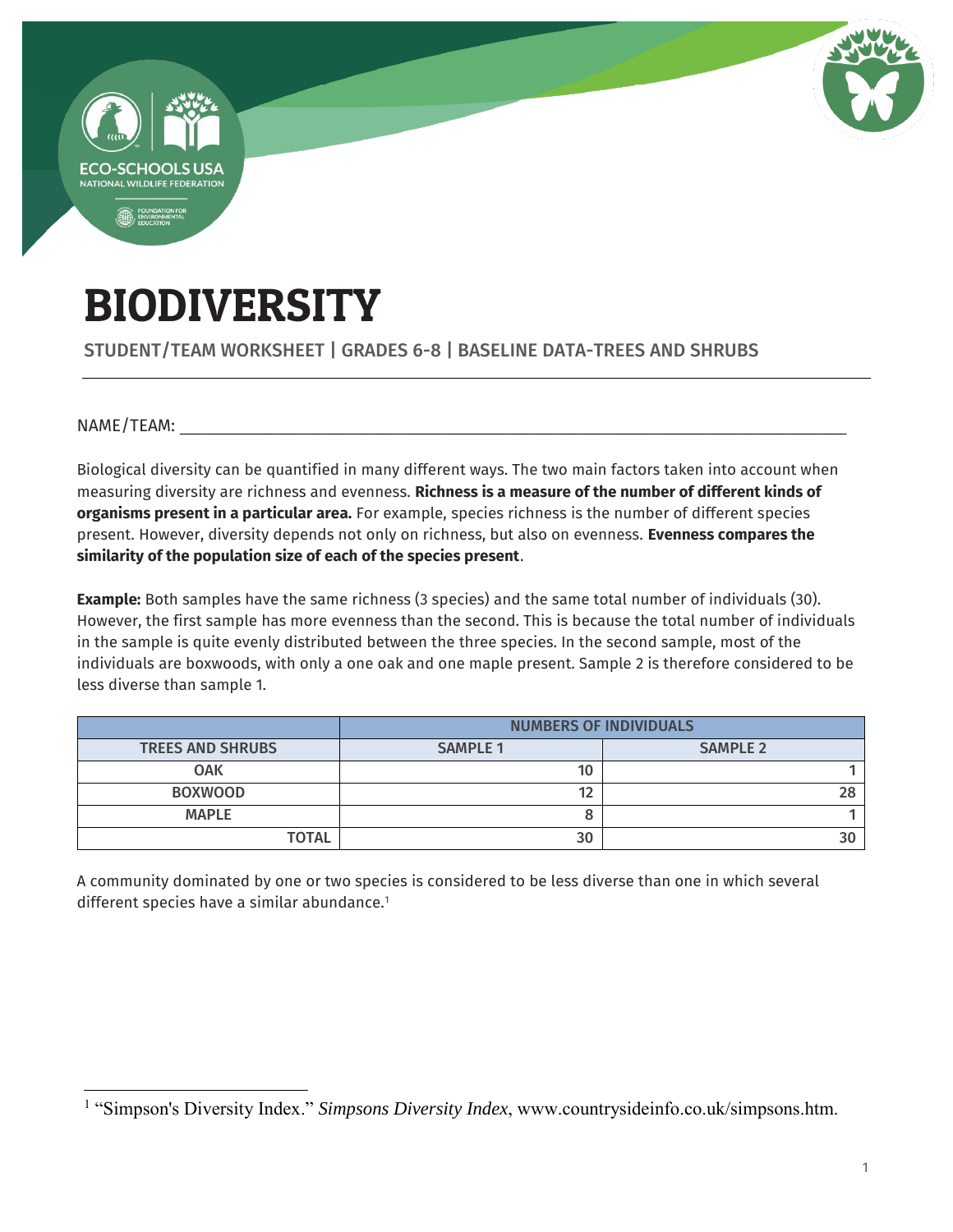# BIODIVERSITY

STUDENT/TEAM WORKSHEET | GRADES 6-8 | BASELINE DATA-TREES AND SHRUBS

NAME/TEAM: ___________________________________________________________________________

Biological diversity can be quantified in many different ways. The two main factors taken into account when measuring diversity are richness and evenness. **Richness is a measure of the number of different kinds of organisms present in a particular area.** For example, species richness is the number of different species present. However, diversity depends not only on richness, but also on evenness. **Evenness compares the similarity of the population size of each of the species present**.

**Example:** Both samples have the same richness (3 species) and the same total number of individuals (30). However, the first sample has more evenness than the second. This is because the total number of individuals in the sample is quite evenly distributed between the three species. In the second sample, most of the individuals are boxwoods, with only a one oak and one maple present. Sample 2 is therefore considered to be less diverse than sample 1.

| | NUMBERS OF INDIVIDUALS | |
|---|---|---|
| **TREES AND SHRUBS** | **SAMPLE 1** | **SAMPLE 2** |
| **OAK** | 10 | 1 |
| **BOXWOOD** | 12 | 28 |
| **MAPLE** | 8 | 1 |
| **TOTAL** | 30 | 30 |

A community dominated by one or two species is considered to be less diverse than one in which several different species have a similar abundance.[1]

[1] "Simpson's Diversity Index." *Simpsons Diversity Index*, www.countrysideinfo.co.uk/simpsons.htm.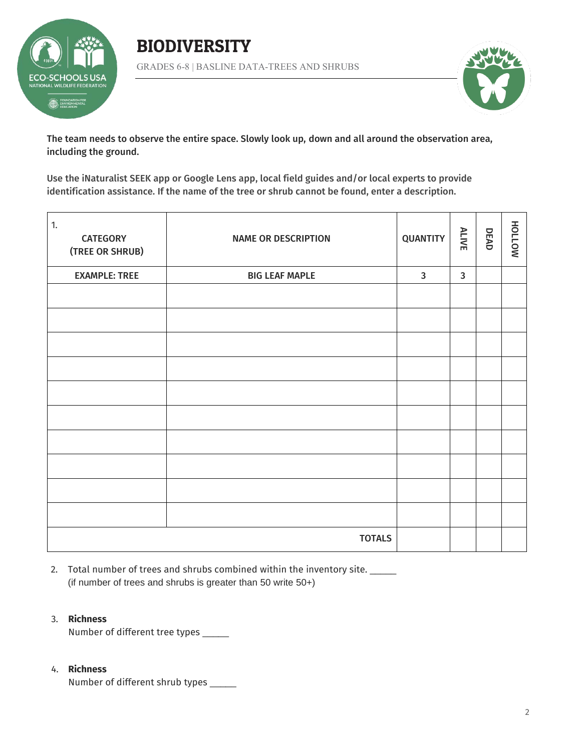# BIODIVERSITY

GRADES 6-8 | BASLINE DATA-TREES AND SHRUBS

**The team needs to observe the entire space. Slowly look up, down and all around the observation area, including the ground.**

**Use the iNaturalist SEEK app or Google Lens app, local field guides and/or local experts to provide identification assistance. If the name of the tree or shrub cannot be found, enter a description.**

| 1. CATEGORY (TREE OR SHRUB) | NAME OR DESCRIPTION | QUANTITY | ALIVE | DEAD | HOLLOW |
|---|---|---|---|---|---|
| EXAMPLE: TREE | BIG LEAF MAPLE | 3 | 3 | | |
| | | | | | |
| | | | | | |
| | | | | | |
| | | | | | |
| | | | | | |
| | | | | | |
| | | | | | |
| | | | | | |
| | | | | | |
| | | | | | |
| | TOTALS | | | | |

2. Total number of trees and shrubs combined within the inventory site. _____
   (if number of trees and shrubs is greater than 50 write 50+)

3. **Richness**
   Number of different tree types _____

4. **Richness**
   Number of different shrub types _____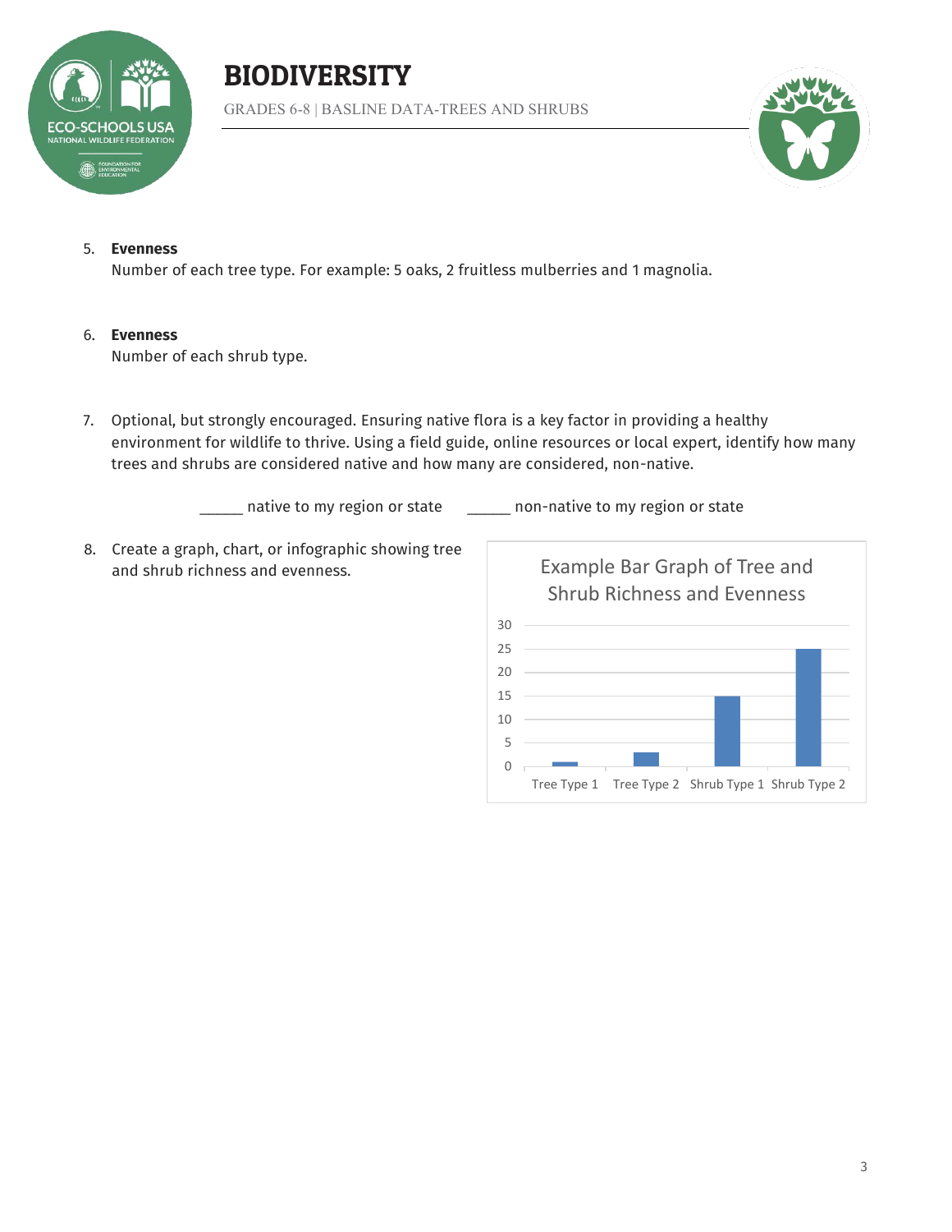5. **Evenness**
   Number of each tree type. For example: 5 oaks, 2 fruitless mulberries and 1 magnolia.

6. **Evenness**
   Number of each shrub type.

7. Optional, but strongly encouraged. Ensuring native flora is a key factor in providing a healthy environment for wildlife to thrive. Using a field guide, online resources or local expert, identify how many trees and shrubs are considered native and how many are considered, non-native.

   _____ native to my region or state      _____ non-native to my region or state

8. Create a graph, chart, or infographic showing tree and shrub richness and evenness.

Example Bar Graph of Tree and Shrub Richness and Evenness

30
25
20
15
10
5
0

Tree Type 1
Tree Type 2
Shrub Type 1
Shrub Type 2